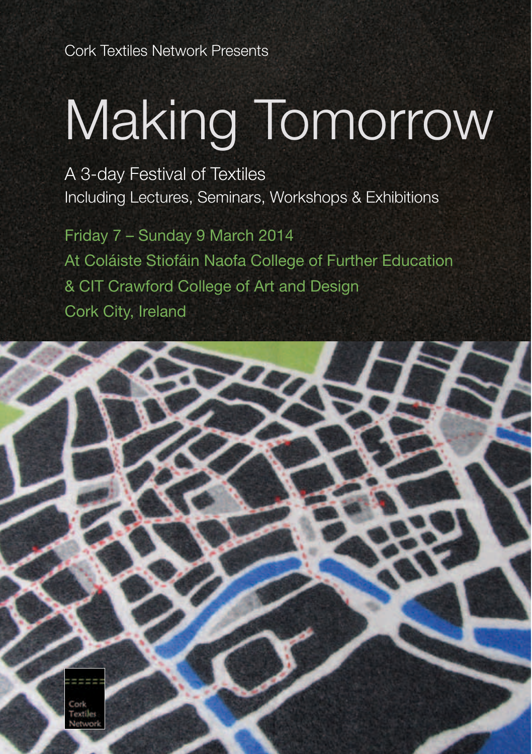Cork Textiles Network Presents

# Making Tomorrow

A 3-day Festival of Textiles
Including Lectures, Seminars, Workshops & Exhibitions

Friday 7 – Sunday 9 March 2014
At Coláiste Stiofáin Naofa College of Further Education
& CIT Crawford College of Art and Design
Cork City, Ireland

Cork Textiles Network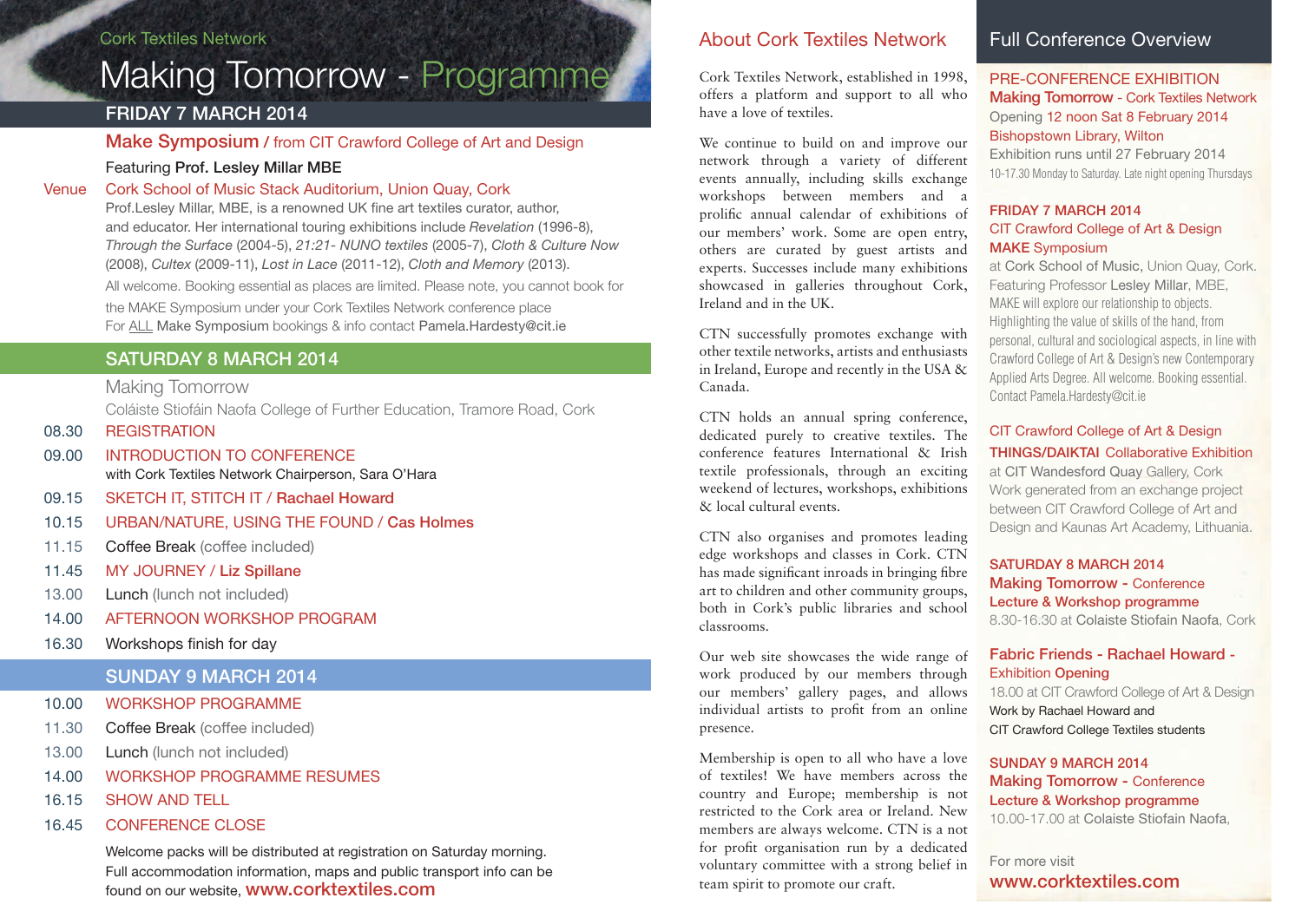Cork Textiles Network

# Making Tomorrow - Programme

## FRIDAY 7 MARCH 2014

### Make Symposium / from CIT Crawford College of Art and Design

Featuring **Prof. Lesley Millar MBE**

Venue: Cork School of Music Stack Auditorium, Union Quay, Cork

Prof.Lesley Millar, MBE, is a renowned UK fine art textiles curator, author, and educator. Her international touring exhibitions include *Revelation* (1996-8), *Through the Surface* (2004-5), *21:21- NUNO textiles* (2005-7), *Cloth & Culture Now* (2008), *Cultex* (2009-11), *Lost in Lace* (2011-12), *Cloth and Memory* (2013).

All welcome. Booking essential as places are limited. Please note, you cannot book for the MAKE Symposium under your Cork Textiles Network conference place

For ALL Make Symposium bookings & info contact Pamela.Hardesty@cit.ie

## SATURDAY 8 MARCH 2014

Making Tomorrow

Coláiste Stiofáin Naofa College of Further Education, Tramore Road, Cork

- 08.30 REGISTRATION
- 09.00 INTRODUCTION TO CONFERENCE with Cork Textiles Network Chairperson, Sara O'Hara
- 09.15 SKETCH IT, STITCH IT / Rachael Howard
- 10.15 URBAN/NATURE, USING THE FOUND / Cas Holmes
- 11.15 Coffee Break (coffee included)
- 11.45 MY JOURNEY / Liz Spillane
- 13.00 Lunch (lunch not included)
- 14.00 AFTERNOON WORKSHOP PROGRAM
- 16.30 Workshops finish for day

## SUNDAY 9 MARCH 2014

- 10.00 WORKSHOP PROGRAMME
- 11.30 Coffee Break (coffee included)
- 13.00 Lunch (lunch not included)
- 14.00 WORKSHOP PROGRAMME RESUMES
- 16.15 SHOW AND TELL
- 16.45 CONFERENCE CLOSE

Welcome packs will be distributed at registration on Saturday morning. Full accommodation information, maps and public transport info can be found on our website, www.corktextiles.com

## About Cork Textiles Network

Cork Textiles Network, established in 1998, offers a platform and support to all who have a love of textiles.

We continue to build on and improve our network through a variety of different events annually, including skills exchange workshops between members and a prolific annual calendar of exhibitions of our members' work. Some are open entry, others are curated by guest artists and experts. Successes include many exhibitions showcased in galleries throughout Cork, Ireland and in the UK.

CTN successfully promotes exchange with other textile networks, artists and enthusiasts in Ireland, Europe and recently in the USA & Canada.

CTN holds an annual spring conference, dedicated purely to creative textiles. The conference features International & Irish textile professionals, through an exciting weekend of lectures, workshops, exhibitions & local cultural events.

CTN also organises and promotes leading edge workshops and classes in Cork. CTN has made significant inroads in bringing fibre art to children and other community groups, both in Cork's public libraries and school classrooms.

Our web site showcases the wide range of work produced by our members through our members' gallery pages, and allows individual artists to profit from an online presence.

Membership is open to all who have a love of textiles! We have members across the country and Europe; membership is not restricted to the Cork area or Ireland. New members are always welcome. CTN is a not for profit organisation run by a dedicated voluntary committee with a strong belief in team spirit to promote our craft.

## Full Conference Overview

**PRE-CONFERENCE EXHIBITION**
**Making Tomorrow** - Cork Textiles Network
Opening 12 noon Sat 8 February 2014
Bishopstown Library, Wilton
Exhibition runs until 27 February 2014
10-17.30 Monday to Saturday. Late night opening Thursdays

**FRIDAY 7 MARCH 2014**
CIT Crawford College of Art & Design
**MAKE** Symposium
at Cork School of Music, Union Quay, Cork.
Featuring Professor Lesley Millar, MBE,
MAKE will explore our relationship to objects. Highlighting the value of skills of the hand, from personal, cultural and sociological aspects, in line with Crawford College of Art & Design's new Contemporary Applied Arts Degree. All welcome. Booking essential. Contact Pamela.Hardesty@cit.ie

CIT Crawford College of Art & Design
**THINGS/DAIKTAI** Collaborative Exhibition
at CIT Wandesford Quay Gallery, Cork
Work generated from an exchange project between CIT Crawford College of Art and Design and Kaunas Art Academy, Lithuania.

**SATURDAY 8 MARCH 2014**
**Making Tomorrow - Conference Lecture & Workshop programme**
8.30-16.30 at Colaiste Stiofain Naofa, Cork

**Fabric Friends - Rachael Howard - Exhibition Opening**
18.00 at CIT Crawford College of Art & Design
Work by Rachael Howard and CIT Crawford College Textiles students

**SUNDAY 9 MARCH 2014**
**Making Tomorrow - Conference Lecture & Workshop programme**
10.00-17.00 at Colaiste Stiofain Naofa,

For more visit
www.corktextiles.com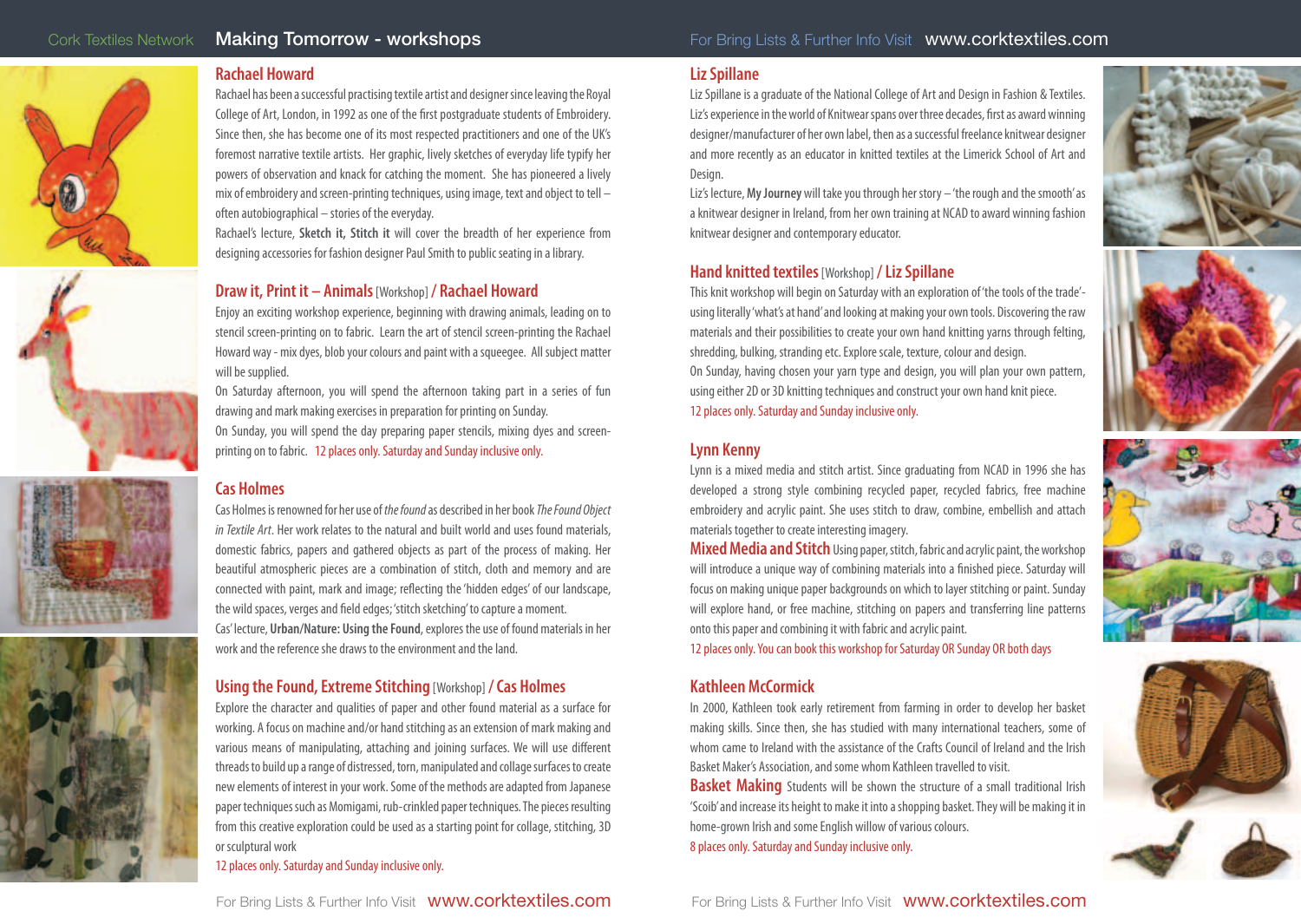## Rachael Howard

Rachael has been a successful practising textile artist and designer since leaving the Royal College of Art, London, in 1992 as one of the first postgraduate students of Embroidery. Since then, she has become one of its most respected practitioners and one of the UK's foremost narrative textile artists. Her graphic, lively sketches of everyday life typify her powers of observation and knack for catching the moment. She has pioneered a lively mix of embroidery and screen-printing techniques, using image, text and object to tell – often autobiographical – stories of the everyday.

Rachael's lecture, **Sketch it, Stitch it** will cover the breadth of her experience from designing accessories for fashion designer Paul Smith to public seating in a library.

### Draw it, Print it – Animals [Workshop] / Rachael Howard

Enjoy an exciting workshop experience, beginning with drawing animals, leading on to stencil screen-printing on to fabric. Learn the art of stencil screen-printing the Rachael Howard way - mix dyes, blob your colours and paint with a squeegee. All subject matter will be supplied.

On Saturday afternoon, you will spend the afternoon taking part in a series of fun drawing and mark making exercises in preparation for printing on Sunday.

On Sunday, you will spend the day preparing paper stencils, mixing dyes and screen-printing on to fabric. 12 places only. Saturday and Sunday inclusive only.

## Cas Holmes

Cas Holmes is renowned for her use of *the found* as described in her book *The Found Object in Textile Art*. Her work relates to the natural and built world and uses found materials, domestic fabrics, papers and gathered objects as part of the process of making. Her beautiful atmospheric pieces are a combination of stitch, cloth and memory and are connected with paint, mark and image; reflecting the 'hidden edges' of our landscape, the wild spaces, verges and field edges; 'stitch sketching' to capture a moment.

Cas' lecture, **Urban/Nature: Using the Found**, explores the use of found materials in her work and the reference she draws to the environment and the land.

### Using the Found, Extreme Stitching [Workshop] / Cas Holmes

Explore the character and qualities of paper and other found material as a surface for working. A focus on machine and/or hand stitching as an extension of mark making and various means of manipulating, attaching and joining surfaces. We will use different threads to build up a range of distressed, torn, manipulated and collage surfaces to create new elements of interest in your work. Some of the methods are adapted from Japanese paper techniques such as Momigami, rub-crinkled paper techniques. The pieces resulting from this creative exploration could be used as a starting point for collage, stitching, 3D or sculptural work

12 places only. Saturday and Sunday inclusive only.

## Liz Spillane

Liz Spillane is a graduate of the National College of Art and Design in Fashion & Textiles. Liz's experience in the world of Knitwear spans over three decades, first as award winning designer/manufacturer of her own label, then as a successful freelance knitwear designer and more recently as an educator in knitted textiles at the Limerick School of Art and Design.

Liz's lecture, **My Journey** will take you through her story – 'the rough and the smooth' as a knitwear designer in Ireland, from her own training at NCAD to award winning fashion knitwear designer and contemporary educator.

### Hand knitted textiles [Workshop] / Liz Spillane

This knit workshop will begin on Saturday with an exploration of 'the tools of the trade'- using literally 'what's at hand' and looking at making your own tools. Discovering the raw materials and their possibilities to create your own hand knitting yarns through felting, shredding, bulking, stranding etc. Explore scale, texture, colour and design.

On Sunday, having chosen your yarn type and design, you will plan your own pattern, using either 2D or 3D knitting techniques and construct your own hand knit piece.

12 places only. Saturday and Sunday inclusive only.

## Lynn Kenny

Lynn is a mixed media and stitch artist. Since graduating from NCAD in 1996 she has developed a strong style combining recycled paper, recycled fabrics, free machine embroidery and acrylic paint. She uses stitch to draw, combine, embellish and attach materials together to create interesting imagery.

**Mixed Media and Stitch** Using paper, stitch, fabric and acrylic paint, the workshop will introduce a unique way of combining materials into a finished piece. Saturday will focus on making unique paper backgrounds on which to layer stitching or paint. Sunday will explore hand, or free machine, stitching on papers and transferring line patterns onto this paper and combining it with fabric and acrylic paint.

12 places only. You can book this workshop for Saturday OR Sunday OR both days

## Kathleen McCormick

In 2000, Kathleen took early retirement from farming in order to develop her basket making skills. Since then, she has studied with many international teachers, some of whom came to Ireland with the assistance of the Crafts Council of Ireland and the Irish Basket Maker's Association, and some whom Kathleen travelled to visit.

**Basket Making** Students will be shown the structure of a small traditional Irish 'Scoib' and increase its height to make it into a shopping basket. They will be making it in home-grown Irish and some English willow of various colours.

8 places only. Saturday and Sunday inclusive only.

For Bring Lists & Further Info Visit www.corktextiles.com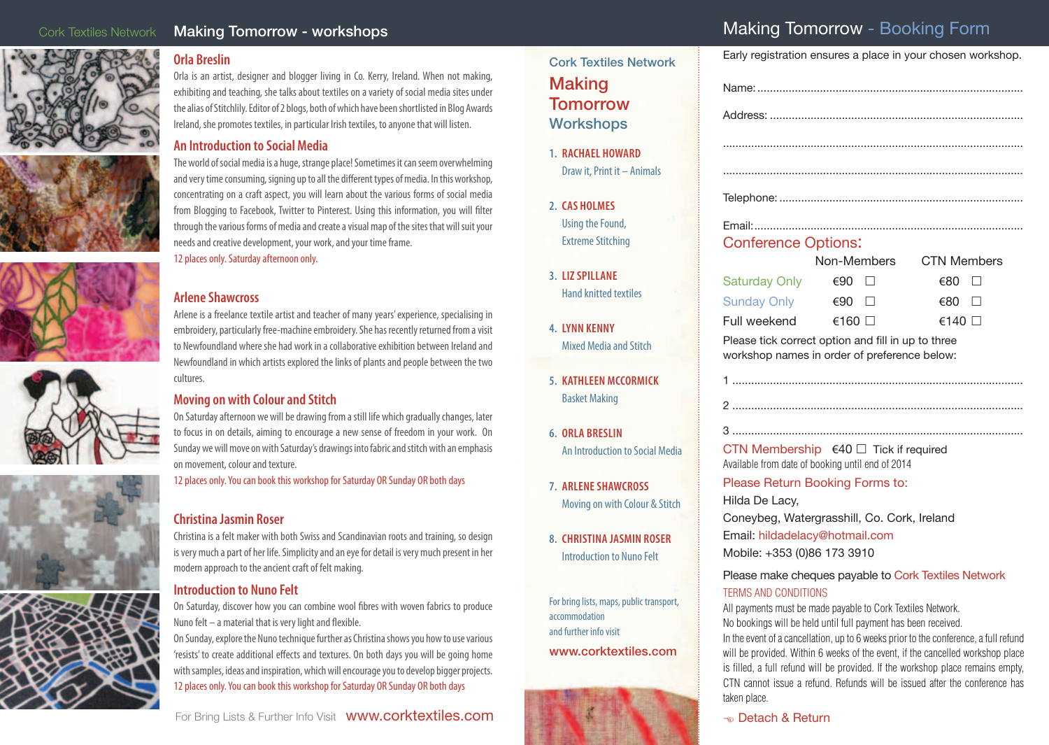Cork Textiles Network

# Making Tomorrow - workshops

## Orla Breslin

Orla is an artist, designer and blogger living in Co. Kerry, Ireland. When not making, exhibiting and teaching, she talks about textiles on a variety of social media sites under the alias of Stitchlily. Editor of 2 blogs, both of which have been shortlisted in Blog Awards Ireland, she promotes textiles, in particular Irish textiles, to anyone that will listen.

### An Introduction to Social Media

The world of social media is a huge, strange place! Sometimes it can seem overwhelming and very time consuming, signing up to all the different types of media. In this workshop, concentrating on a craft aspect, you will learn about the various forms of social media from Blogging to Facebook, Twitter to Pinterest. Using this information, you will filter through the various forms of media and create a visual map of the sites that will suit your needs and creative development, your work, and your time frame.

12 places only. Saturday afternoon only.

## Arlene Shawcross

Arlene is a freelance textile artist and teacher of many years' experience, specialising in embroidery, particularly free-machine embroidery. She has recently returned from a visit to Newfoundland where she had work in a collaborative exhibition between Ireland and Newfoundland in which artists explored the links of plants and people between the two cultures.

### Moving on with Colour and Stitch

On Saturday afternoon we will be drawing from a still life which gradually changes, later to focus in on details, aiming to encourage a new sense of freedom in your work. On Sunday we will move on with Saturday's drawings into fabric and stitch with an emphasis on movement, colour and texture.

12 places only. You can book this workshop for Saturday OR Sunday OR both days

## Christina Jasmin Roser

Christina is a felt maker with both Swiss and Scandinavian roots and training, so design is very much a part of her life. Simplicity and an eye for detail is very much present in her modern approach to the ancient craft of felt making.

### Introduction to Nuno Felt

On Saturday, discover how you can combine wool fibres with woven fabrics to produce Nuno felt – a material that is very light and flexible.

On Sunday, explore the Nuno technique further as Christina shows you how to use various 'resists' to create additional effects and textures. On both days you will be going home with samples, ideas and inspiration, which will encourage you to develop bigger projects.

12 places only. You can book this workshop for Saturday OR Sunday OR both days

For Bring Lists & Further Info Visit www.corktextiles.com

---

Cork Textiles Network

# Making Tomorrow Workshops

1. **RACHAEL HOWARD** – Draw it, Print it – Animals
2. **CAS HOLMES** – Using the Found, Extreme Stitching
3. **LIZ SPILLANE** – Hand knitted textiles
4. **LYNN KENNY** – Mixed Media and Stitch
5. **KATHLEEN MCCORMICK** – Basket Making
6. **ORLA BRESLIN** – An Introduction to Social Media
7. **ARLENE SHAWCROSS** – Moving on with Colour & Stitch
8. **CHRISTINA JASMIN ROSER** – Introduction to Nuno Felt

For bring lists, maps, public transport, accommodation and further info visit

www.corktextiles.com

---

# Making Tomorrow - Booking Form

Early registration ensures a place in your chosen workshop.

Name: ..............................................

Address: ..............................................

..............................................

..............................................

Telephone: ..............................................

Email: ..............................................

## Conference Options:

| | Non-Members | CTN Members |
|---|---|---|
| Saturday Only | €90 ☐ | €80 ☐ |
| Sunday Only | €90 ☐ | €80 ☐ |
| Full weekend | €160 ☐ | €140 ☐ |

Please tick correct option and fill in up to three workshop names in order of preference below:

1 ..............................................

2 ..............................................

3 ..............................................

CTN Membership €40 ☐ Tick if required

Available from date of booking until end of 2014

### Please Return Booking Forms to:

Hilda De Lacy,
Coneybeg, Watergrasshill, Co. Cork, Ireland
Email: hildadelacy@hotmail.com
Mobile: +353 (0)86 173 3910

Please make cheques payable to Cork Textiles Network

### TERMS AND CONDITIONS

All payments must be made payable to Cork Textiles Network.
No bookings will be held until full payment has been received.
In the event of a cancellation, up to 6 weeks prior to the conference, a full refund will be provided. Within 6 weeks of the event, if the cancelled workshop place is filled, a full refund will be provided. If the workshop place remains empty, CTN cannot issue a refund. Refunds will be issued after the conference has taken place.

Detach & Return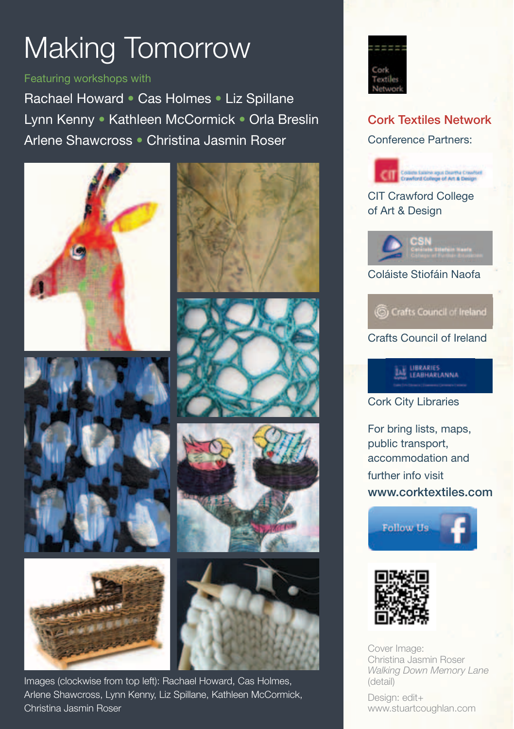# Making Tomorrow

Featuring workshops with

Rachael Howard • Cas Holmes • Liz Spillane
Lynn Kenny • Kathleen McCormick • Orla Breslin
Arlene Shawcross • Christina Jasmin Roser

Images (clockwise from top left): Rachael Howard, Cas Holmes, Arlene Shawcross, Lynn Kenny, Liz Spillane, Kathleen McCormick, Christina Jasmin Roser

Cork Textiles Network

## Cork Textiles Network

Conference Partners:

CIT Crawford College of Art & Design

Coláiste Stiofáin Naofa

Crafts Council of Ireland

Cork City Libraries

For bring lists, maps, public transport, accommodation and further info visit **www.corktextiles.com**

Follow Us

Cover Image:
Christina Jasmin Roser
*Walking Down Memory Lane*
(detail)

Design: edit+
www.stuartcoughlan.com